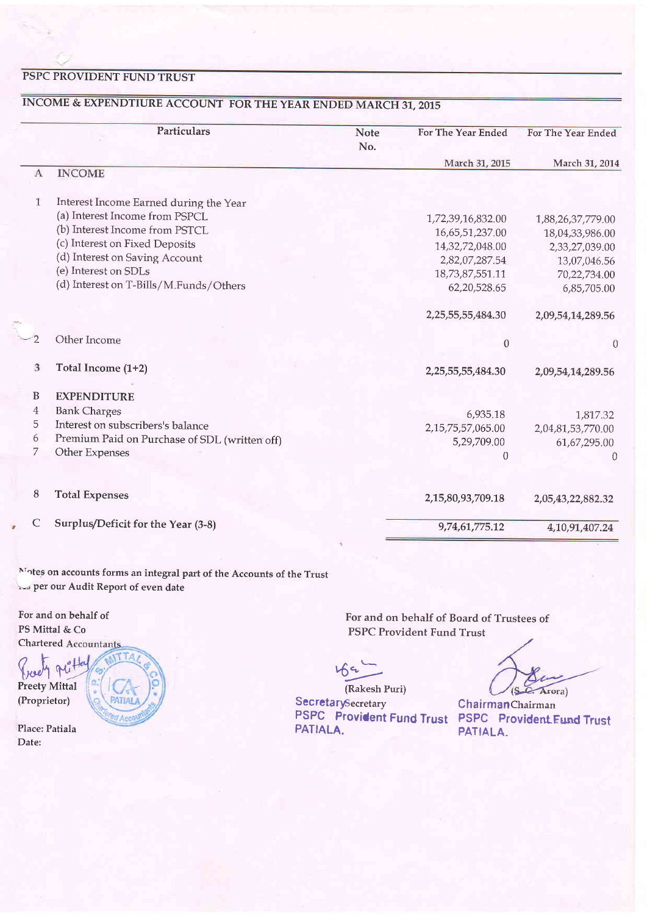## PSPC PROVIDENT FUND TRUST

### INCOME & EXPENDTIURE ACCOUNT FOR THE YEAR ENDED MARCH 31, 2015

| | Particulars | Note No. | For The Year Ended March 31, 2015 | For The Year Ended March 31, 2014 |
|---|---|---|---|---|
| A | **INCOME** | | | |
| 1 | Interest Income Earned during the Year | | | |
| | (a) Interest Income from PSPCL | | 1,72,39,16,832.00 | 1,88,26,37,779.00 |
| | (b) Interest Income from PSTCL | | 16,65,51,237.00 | 18,04,33,986.00 |
| | (c) Interest on Fixed Deposits | | 14,32,72,048.00 | 2,33,27,039.00 |
| | (d) Interest on Saving Account | | 2,82,07,287.54 | 13,07,046.56 |
| | (e) Interest on SDLs | | 18,73,87,551.11 | 70,22,734.00 |
| | (d) Interest on T-Bills/M.Funds/Others | | 62,20,528.65 | 6,85,705.00 |
| | | | 2,25,55,55,484.30 | 2,09,54,14,289.56 |
| 2 | Other Income | | 0 | 0 |
| 3 | **Total Income (1+2)** | | **2,25,55,55,484.30** | **2,09,54,14,289.56** |
| B | **EXPENDITURE** | | | |
| 4 | Bank Charges | | 6,935.18 | 1,817.32 |
| 5 | Interest on subscribers's balance | | 2,15,75,57,065.00 | 2,04,81,53,770.00 |
| 6 | Premium Paid on Purchase of SDL (written off) | | 5,29,709.00 | 61,67,295.00 |
| 7 | Other Expenses | | 0 | 0 |
| 8 | **Total Expenses** | | **2,15,80,93,709.18** | **2,05,43,22,882.32** |
| C | **Surplus/Deficit for the Year (3-8)** | | **9,74,61,775.12** | **4,10,91,407.24** |

Notes on accounts forms an integral part of the Accounts of the Trust
As per our Audit Report of even date

For and on behalf of
PS Mittal & Co
Chartered Accountants

Preety Mittal
(Proprietor)

Place: Patiala
Date:

For and on behalf of Board of Trustees of
PSPC Provident Fund Trust

(Rakesh Puri)
Secretary
Secretary
PSPC Provident Fund Trust
PATIALA.

(S. C. Arora)
Chairman
Chairman
PSPC Provident Fund Trust
PATIALA.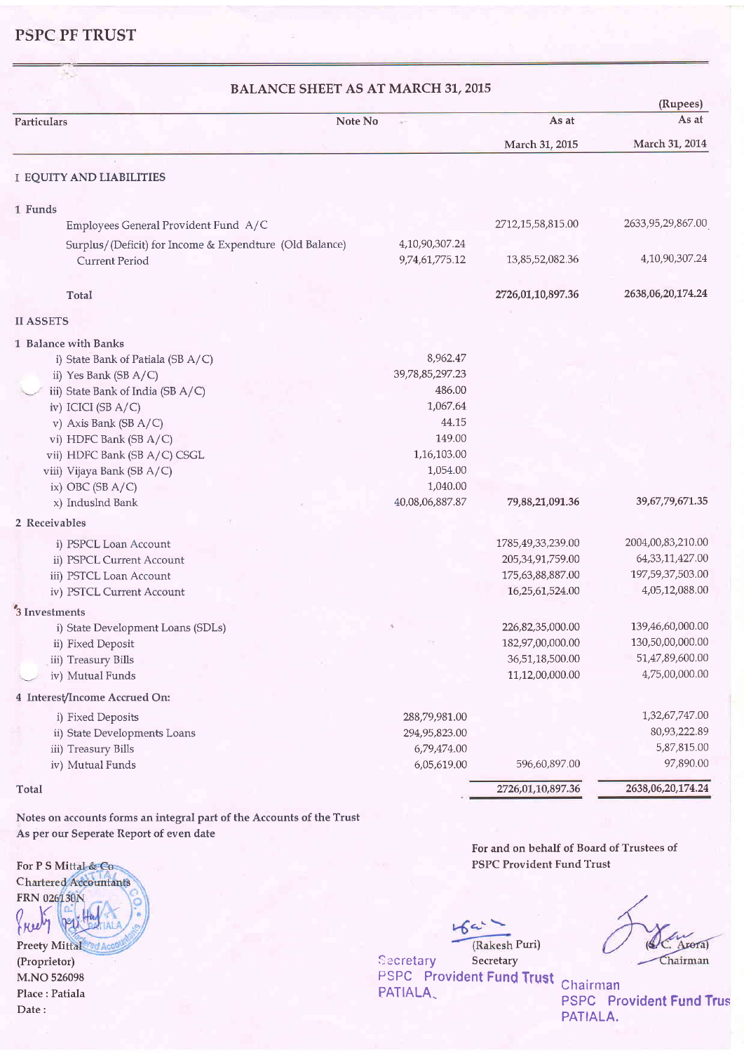# PSPC PF TRUST

## BALANCE SHEET AS AT MARCH 31, 2015

(Rupees)

| Particulars | Note No | | As at March 31, 2015 | As at March 31, 2014 |
|---|---|---|---|---|
| **I EQUITY AND LIABILITIES** | | | | |
| 1 Funds | | | | |
| Employees General Provident Fund A/C | | | 2712,15,58,815.00 | 2633,95,29,867.00 |
| Surplus/(Deficit) for Income & Expendture (Old Balance) | | 4,10,90,307.24 | | |
| Current Period | | 9,74,61,775.12 | 13,85,52,082.36 | 4,10,90,307.24 |
| **Total** | | | **2726,01,10,897.36** | **2638,06,20,174.24** |
| **II ASSETS** | | | | |
| 1 Balance with Banks | | | | |
| i) State Bank of Patiala (SB A/C) | | 8,962.47 | | |
| ii) Yes Bank (SB A/C) | | 39,78,85,297.23 | | |
| iii) State Bank of India (SB A/C) | | 486.00 | | |
| iv) ICICI (SB A/C) | | 1,067.64 | | |
| v) Axis Bank (SB A/C) | | 44.15 | | |
| vi) HDFC Bank (SB A/C) | | 149.00 | | |
| vii) HDFC Bank (SB A/C) CSGL | | 1,16,103.00 | | |
| viii) Vijaya Bank (SB A/C) | | 1,054.00 | | |
| ix) OBC (SB A/C) | | 1,040.00 | | |
| x) Induslnd Bank | | 40,08,06,887.87 | 79,88,21,091.36 | 39,67,79,671.35 |
| 2 Receivables | | | | |
| i) PSPCL Loan Account | | | 1785,49,33,239.00 | 2004,00,83,210.00 |
| ii) PSPCL Current Account | | | 205,34,91,759.00 | 64,33,11,427.00 |
| iii) PSTCL Loan Account | | | 175,63,88,887.00 | 197,59,37,503.00 |
| iv) PSTCL Current Account | | | 16,25,61,524.00 | 4,05,12,088.00 |
| 3 Investments | | | | |
| i) State Development Loans (SDLs) | | | 226,82,35,000.00 | 139,46,60,000.00 |
| ii) Fixed Deposit | | | 182,97,00,000.00 | 130,50,00,000.00 |
| iii) Treasury Bills | | | 36,51,18,500.00 | 51,47,89,600.00 |
| iv) Mutual Funds | | | 11,12,00,000.00 | 4,75,00,000.00 |
| 4 Interest/Income Accrued On: | | | | |
| i) Fixed Deposits | | 288,79,981.00 | | 1,32,67,747.00 |
| ii) State Developments Loans | | 294,95,823.00 | | 80,93,222.89 |
| iii) Treasury Bills | | 6,79,474.00 | | 5,87,815.00 |
| iv) Mutual Funds | | 6,05,619.00 | 596,60,897.00 | 97,890.00 |
| **Total** | | | **2726,01,10,897.36** | **2638,06,20,174.24** |

Notes on accounts forms an integral part of the Accounts of the Trust

As per our Seperate Report of even date

For P S Mittal & Co
Chartered Accountants
FRN 026130N

Preety Mittal
(Proprietor)
M.NO 526098
Place : Patiala
Date :

For and on behalf of Board of Trustees of
PSPC Provident Fund Trust

(Rakesh Puri)
Secretary
Secretary
PSPC Provident Fund Trust
PATIALA.

(S. C. Arora)
Chairman
Chairman
PSPC Provident Fund Trust
PATIALA.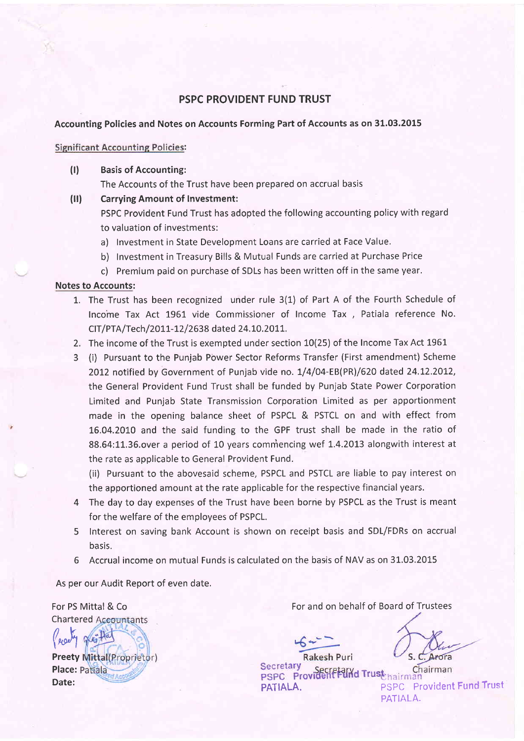# PSPC PROVIDENT FUND TRUST

**Accounting Policies and Notes on Accounts Forming Part of Accounts as on 31.03.2015**

**Significant Accounting Policies:**

**(I) Basis of Accounting:**

The Accounts of the Trust have been prepared on accrual basis

**(II) Carrying Amount of Investment:**

PSPC Provident Fund Trust has adopted the following accounting policy with regard to valuation of investments:

a) Investment in State Development Loans are carried at Face Value.

b) Investment in Treasury Bills & Mutual Funds are carried at Purchase Price

c) Premium paid on purchase of SDLs has been written off in the same year.

**Notes to Accounts:**

1. The Trust has been recognized under rule 3(1) of Part A of the Fourth Schedule of Income Tax Act 1961 vide Commissioner of Income Tax , Patiala reference No. CIT/PTA/Tech/2011-12/2638 dated 24.10.2011.
2. The income of the Trust is exempted under section 10(25) of the Income Tax Act 1961
3. (i) Pursuant to the Punjab Power Sector Reforms Transfer (First amendment) Scheme 2012 notified by Government of Punjab vide no. 1/4/04-EB(PR)/620 dated 24.12.2012, the General Provident Fund Trust shall be funded by Punjab State Power Corporation Limited and Punjab State Transmission Corporation Limited as per apportionment made in the opening balance sheet of PSPCL & PSTCL on and with effect from 16.04.2010 and the said funding to the GPF trust shall be made in the ratio of 88.64:11.36.over a period of 10 years commencing wef 1.4.2013 alongwith interest at the rate as applicable to General Provident Fund.

   (ii) Pursuant to the abovesaid scheme, PSPCL and PSTCL are liable to pay interest on the apportioned amount at the rate applicable for the respective financial years.
4. The day to day expenses of the Trust have been borne by PSPCL as the Trust is meant for the welfare of the employees of PSPCL.
5. Interest on saving bank Account is shown on receipt basis and SDL/FDRs on accrual basis.
6. Accrual income on mutual Funds is calculated on the basis of NAV as on 31.03.2015

As per our Audit Report of even date.

For PS Mittal & Co
Chartered Accountants

**Preety Mittal(Proprietor)**
**Place:** Patiala
**Date:**

For and on behalf of Board of Trustees

Rakesh Puri
Secretary
Secretary
PSPC Provident Fund Trust
PATIALA.

S. C. Arora
Chairman
Chairman
PSPC Provident Fund Trust
PATIALA.